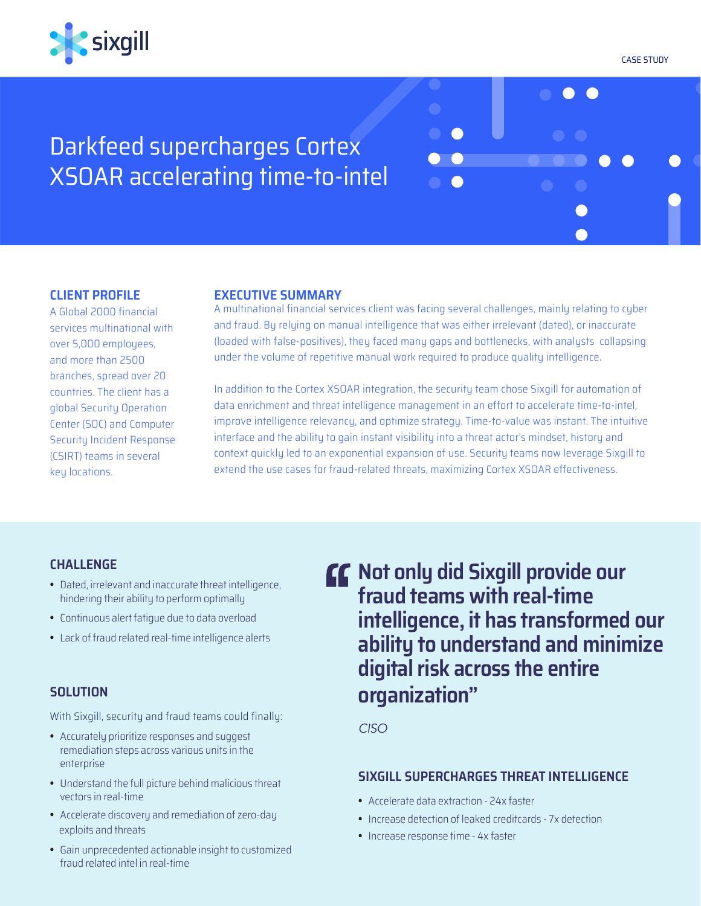CASE STUDY

# Darkfeed supercharges Cortex XSOAR accelerating time-to-intel

## CLIENT PROFILE

A Global 2000 financial services multinational with over 5,000 employees, and more than 2500 branches, spread over 20 countries. The client has a global Security Operation Center (SOC) and Computer Security Incident Response (CSIRT) teams in several key locations.

## EXECUTIVE SUMMARY

A multinational financial services client was facing several challenges, mainly relating to cyber and fraud. By relying on manual intelligence that was either irrelevant (dated), or inaccurate (loaded with false-positives), they faced many gaps and bottlenecks, with analysts collapsing under the volume of repetitive manual work required to produce quality intelligence.

In addition to the Cortex XSOAR integration, the security team chose Sixgill for automation of data enrichment and threat intelligence management in an effort to accelerate time-to-intel, improve intelligence relevancy, and optimize strategy. Time-to-value was instant. The intuitive interface and the ability to gain instant visibility into a threat actor's mindset, history and context quickly led to an exponential expansion of use. Security teams now leverage Sixgill to extend the use cases for fraud-related threats, maximizing Cortex XSOAR effectiveness.

## CHALLENGE

- Dated, irrelevant and inaccurate threat intelligence, hindering their ability to perform optimally
- Continuous alert fatigue due to data overload
- Lack of fraud related real-time intelligence alerts

## SOLUTION

With Sixgill, security and fraud teams could finally:

- Accurately prioritize responses and suggest remediation steps across various units in the enterprise
- Understand the full picture behind malicious threat vectors in real-time
- Accelerate discovery and remediation of zero-day exploits and threats
- Gain unprecedented actionable insight to customized fraud related intel in real-time

> **"Not only did Sixgill provide our fraud teams with real-time intelligence, it has transformed our ability to understand and minimize digital risk across the entire organization"**
>
> *CISO*

## SIXGILL SUPERCHARGES THREAT INTELLIGENCE

- Accelerate data extraction - 24x faster
- Increase detection of leaked creditcards - 7x detection
- Increase response time - 4x faster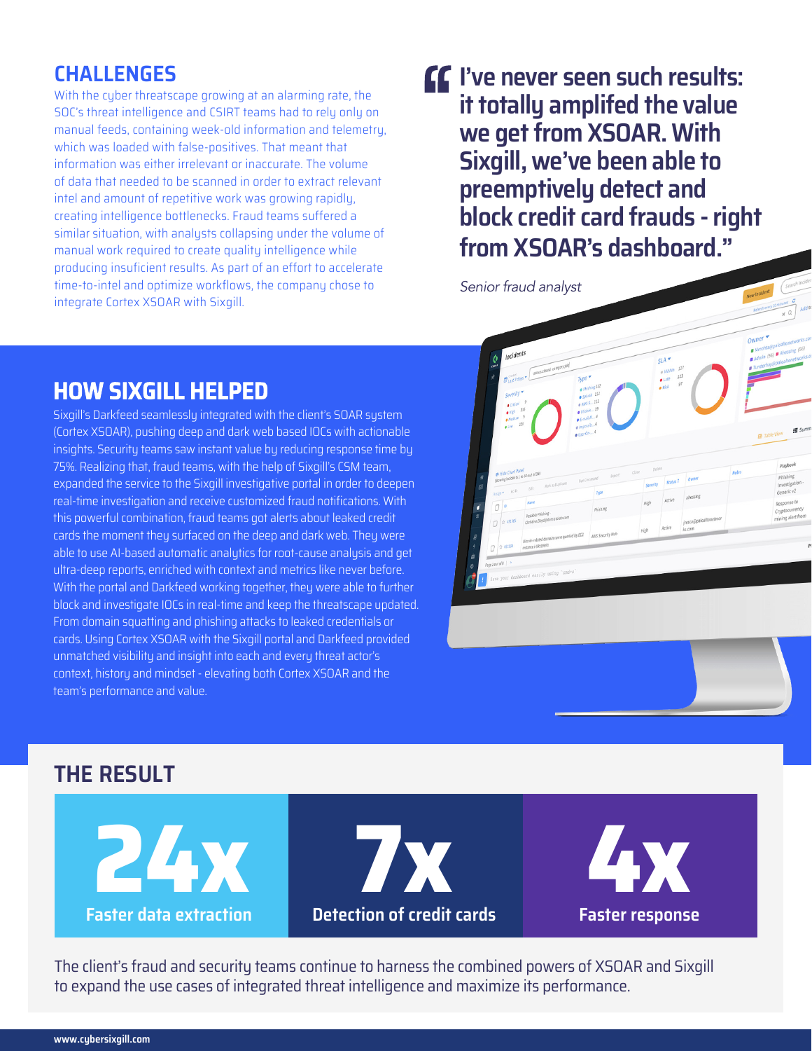## CHALLENGES

With the cyber threatscape growing at an alarming rate, the SOC's threat intelligence and CSIRT teams had to rely only on manual feeds, containing week-old information and telemetry, which was loaded with false-positives. That meant that information was either irrelevant or inaccurate. The volume of data that needed to be scanned in order to extract relevant intel and amount of repetitive work was growing rapidly, creating intelligence bottlenecks. Fraud teams suffered a similar situation, with analysts collapsing under the volume of manual work required to create quality intelligence while producing insuficient results. As part of an effort to accelerate time-to-intel and optimize workflows, the company chose to integrate Cortex XSOAR with Sixgill.

> **"I've never seen such results: it totally amplifed the value we get from XSOAR. With Sixgill, we've been able to preemptively detect and block credit card frauds - right from XSOAR's dashboard."**
>
> *Senior fraud analyst*

## HOW SIXGILL HELPED

Sixgill's Darkfeed seamlessly integrated with the client's SOAR system (Cortex XSOAR), pushing deep and dark web based IOCs with actionable insights. Security teams saw instant value by reducing response time by 75%. Realizing that, fraud teams, with the help of Sixgill's CSM team, expanded the service to the Sixgill investigative portal in order to deepen real-time investigation and receive customized fraud notifications. With this powerful combination, fraud teams got alerts about leaked credit cards the moment they surfaced on the deep and dark web. They were able to use AI-based automatic analytics for root-cause analysis and get ultra-deep reports, enriched with context and metrics like never before. With the portal and Darkfeed working together, they were able to further block and investigate IOCs in real-time and keep the threatscape updated. From domain squatting and phishing attacks to leaked credentials or cards. Using Cortex XSOAR with the Sixgill portal and Darkfeed provided unmatched visibility and insight into each and every threat actor's context, history and mindset - elevating both Cortex XSOAR and the team's performance and value.

## THE RESULT

**24x**
Faster data extraction

**7x**
Detection of credit cards

**4x**
Faster response

The client's fraud and security teams continue to harness the combined powers of XSOAR and Sixgill to expand the use cases of integrated threat intelligence and maximize its performance.

www.cybersixgill.com